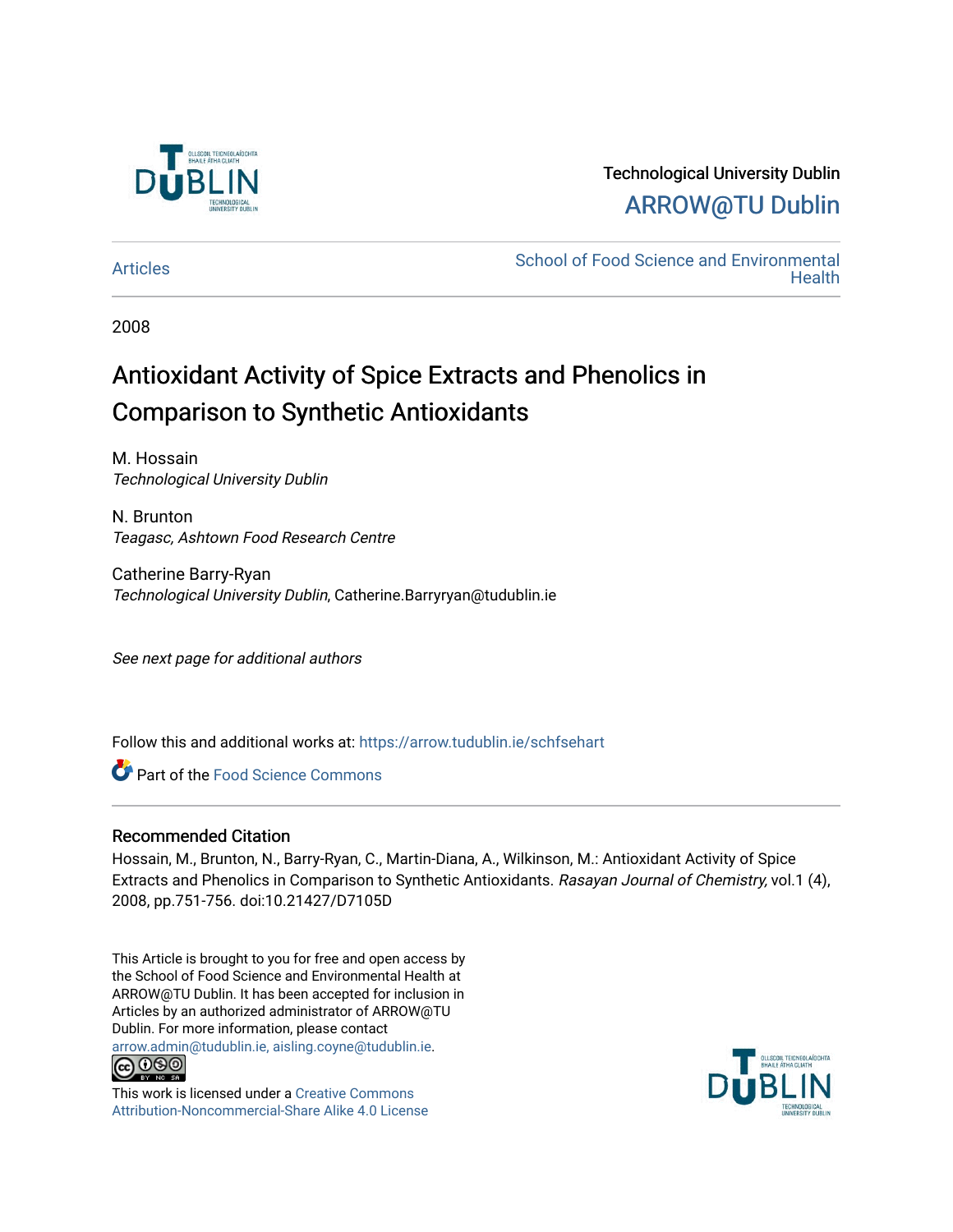Technological University Dublin

ARROW@TU Dublin

Articles

School of Food Science and Environmental Health

2008

# Antioxidant Activity of Spice Extracts and Phenolics in Comparison to Synthetic Antioxidants

M. Hossain
*Technological University Dublin*

N. Brunton
*Teagasc, Ashtown Food Research Centre*

Catherine Barry-Ryan
*Technological University Dublin*, Catherine.Barryryan@tudublin.ie

*See next page for additional authors*

Follow this and additional works at: https://arrow.tudublin.ie/schfsehart

Part of the Food Science Commons

## Recommended Citation

Hossain, M., Brunton, N., Barry-Ryan, C., Martin-Diana, A., Wilkinson, M.: Antioxidant Activity of Spice Extracts and Phenolics in Comparison to Synthetic Antioxidants. *Rasayan Journal of Chemistry,* vol.1 (4), 2008, pp.751-756. doi:10.21427/D7105D

This Article is brought to you for free and open access by the School of Food Science and Environmental Health at ARROW@TU Dublin. It has been accepted for inclusion in Articles by an authorized administrator of ARROW@TU Dublin. For more information, please contact arrow.admin@tudublin.ie, aisling.coyne@tudublin.ie.

This work is licensed under a Creative Commons Attribution-Noncommercial-Share Alike 4.0 License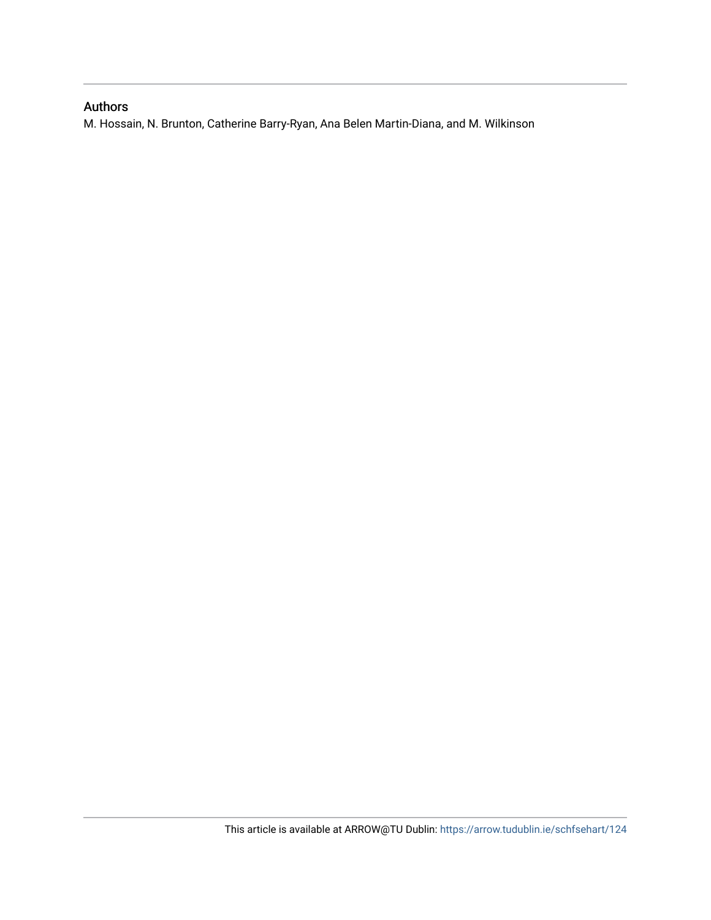## Authors

M. Hossain, N. Brunton, Catherine Barry-Ryan, Ana Belen Martin-Diana, and M. Wilkinson

This article is available at ARROW@TU Dublin: https://arrow.tudublin.ie/schfsehart/124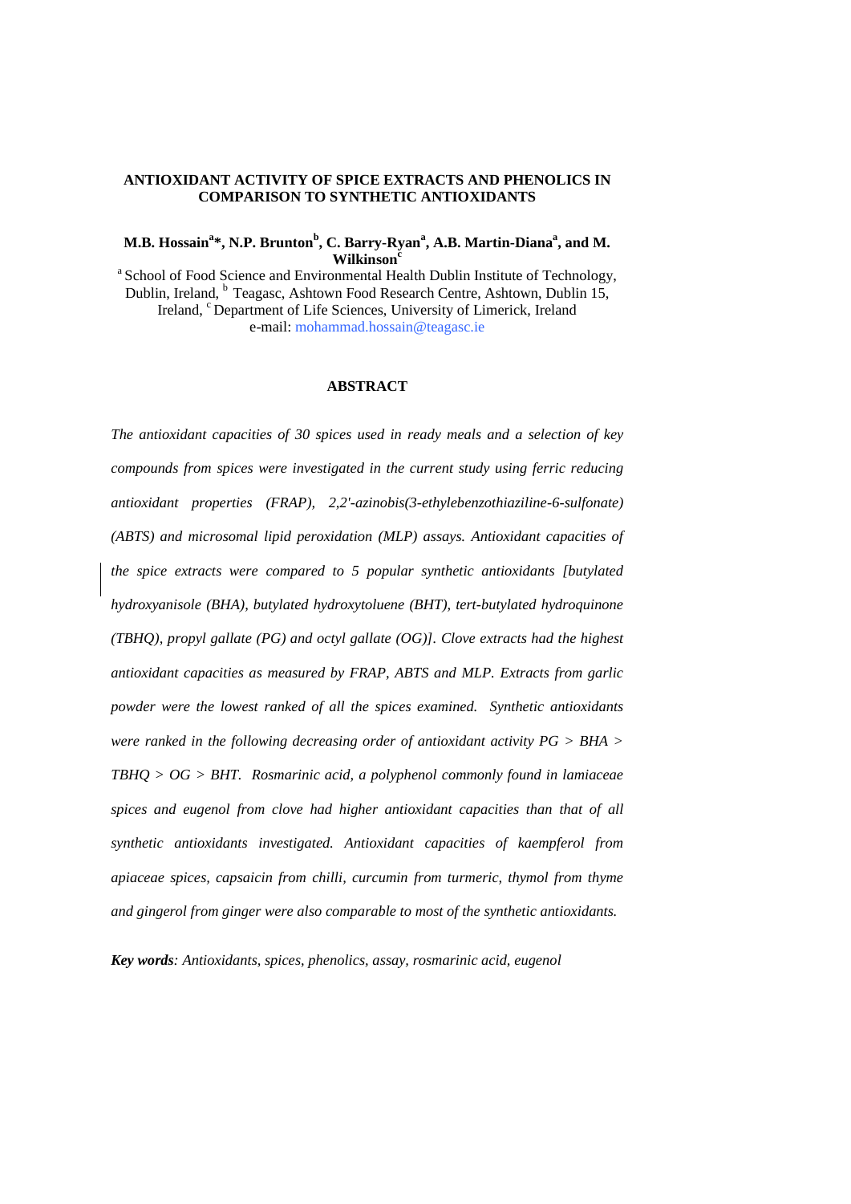**ANTIOXIDANT ACTIVITY OF SPICE EXTRACTS AND PHENOLICS IN COMPARISON TO SYNTHETIC ANTIOXIDANTS**

**M.B. Hossain[a]*, N.P. Brunton[b], C. Barry-Ryan[a], A.B. Martin-Diana[a], and M. Wilkinson[c]**

[a] School of Food Science and Environmental Health Dublin Institute of Technology, Dublin, Ireland, [b] Teagasc, Ashtown Food Research Centre, Ashtown, Dublin 15, Ireland, [c] Department of Life Sciences, University of Limerick, Ireland
e-mail: mohammad.hossain@teagasc.ie

## ABSTRACT

*The antioxidant capacities of 30 spices used in ready meals and a selection of key compounds from spices were investigated in the current study using ferric reducing antioxidant properties (FRAP), 2,2'-azinobis(3-ethylebenzothiaziline-6-sulfonate) (ABTS) and microsomal lipid peroxidation (MLP) assays. Antioxidant capacities of the spice extracts were compared to 5 popular synthetic antioxidants [butylated hydroxyanisole (BHA), butylated hydroxytoluene (BHT), tert-butylated hydroquinone (TBHQ), propyl gallate (PG) and octyl gallate (OG)]. Clove extracts had the highest antioxidant capacities as measured by FRAP, ABTS and MLP. Extracts from garlic powder were the lowest ranked of all the spices examined. Synthetic antioxidants were ranked in the following decreasing order of antioxidant activity PG > BHA > TBHQ > OG > BHT. Rosmarinic acid, a polyphenol commonly found in lamiaceae spices and eugenol from clove had higher antioxidant capacities than that of all synthetic antioxidants investigated. Antioxidant capacities of kaempferol from apiaceae spices, capsaicin from chilli, curcumin from turmeric, thymol from thyme and gingerol from ginger were also comparable to most of the synthetic antioxidants.*

***Key words**: Antioxidants, spices, phenolics, assay, rosmarinic acid, eugenol*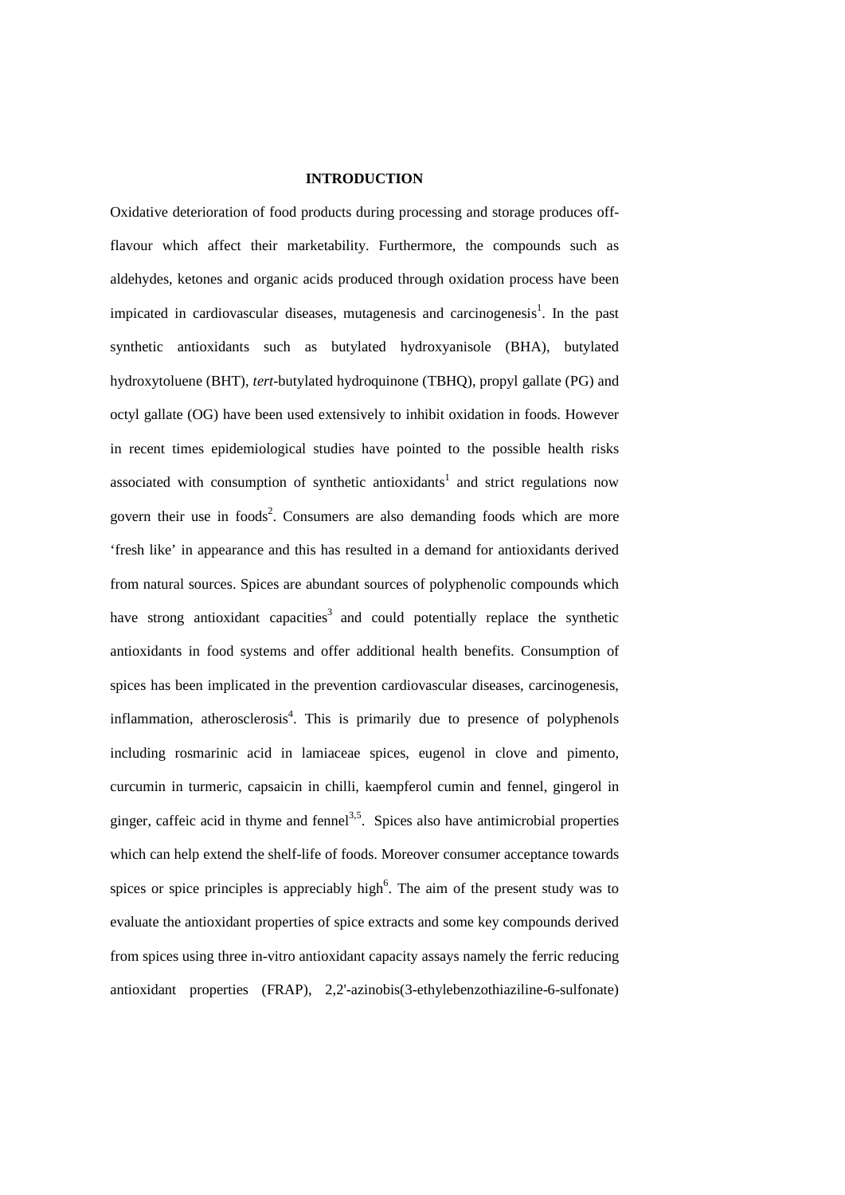## INTRODUCTION

Oxidative deterioration of food products during processing and storage produces off-flavour which affect their marketability. Furthermore, the compounds such as aldehydes, ketones and organic acids produced through oxidation process have been impicated in cardiovascular diseases, mutagenesis and carcinogenesis[1]. In the past synthetic antioxidants such as butylated hydroxyanisole (BHA), butylated hydroxytoluene (BHT), *tert*-butylated hydroquinone (TBHQ), propyl gallate (PG) and octyl gallate (OG) have been used extensively to inhibit oxidation in foods. However in recent times epidemiological studies have pointed to the possible health risks associated with consumption of synthetic antioxidants[1] and strict regulations now govern their use in foods[2]. Consumers are also demanding foods which are more 'fresh like' in appearance and this has resulted in a demand for antioxidants derived from natural sources. Spices are abundant sources of polyphenolic compounds which have strong antioxidant capacities[3] and could potentially replace the synthetic antioxidants in food systems and offer additional health benefits. Consumption of spices has been implicated in the prevention cardiovascular diseases, carcinogenesis, inflammation, atherosclerosis[4]. This is primarily due to presence of polyphenols including rosmarinic acid in lamiaceae spices, eugenol in clove and pimento, curcumin in turmeric, capsaicin in chilli, kaempferol cumin and fennel, gingerol in ginger, caffeic acid in thyme and fennel[3,5]. Spices also have antimicrobial properties which can help extend the shelf-life of foods. Moreover consumer acceptance towards spices or spice principles is appreciably high[6]. The aim of the present study was to evaluate the antioxidant properties of spice extracts and some key compounds derived from spices using three in-vitro antioxidant capacity assays namely the ferric reducing antioxidant properties (FRAP), 2,2'-azinobis(3-ethylebenzothiaziline-6-sulfonate)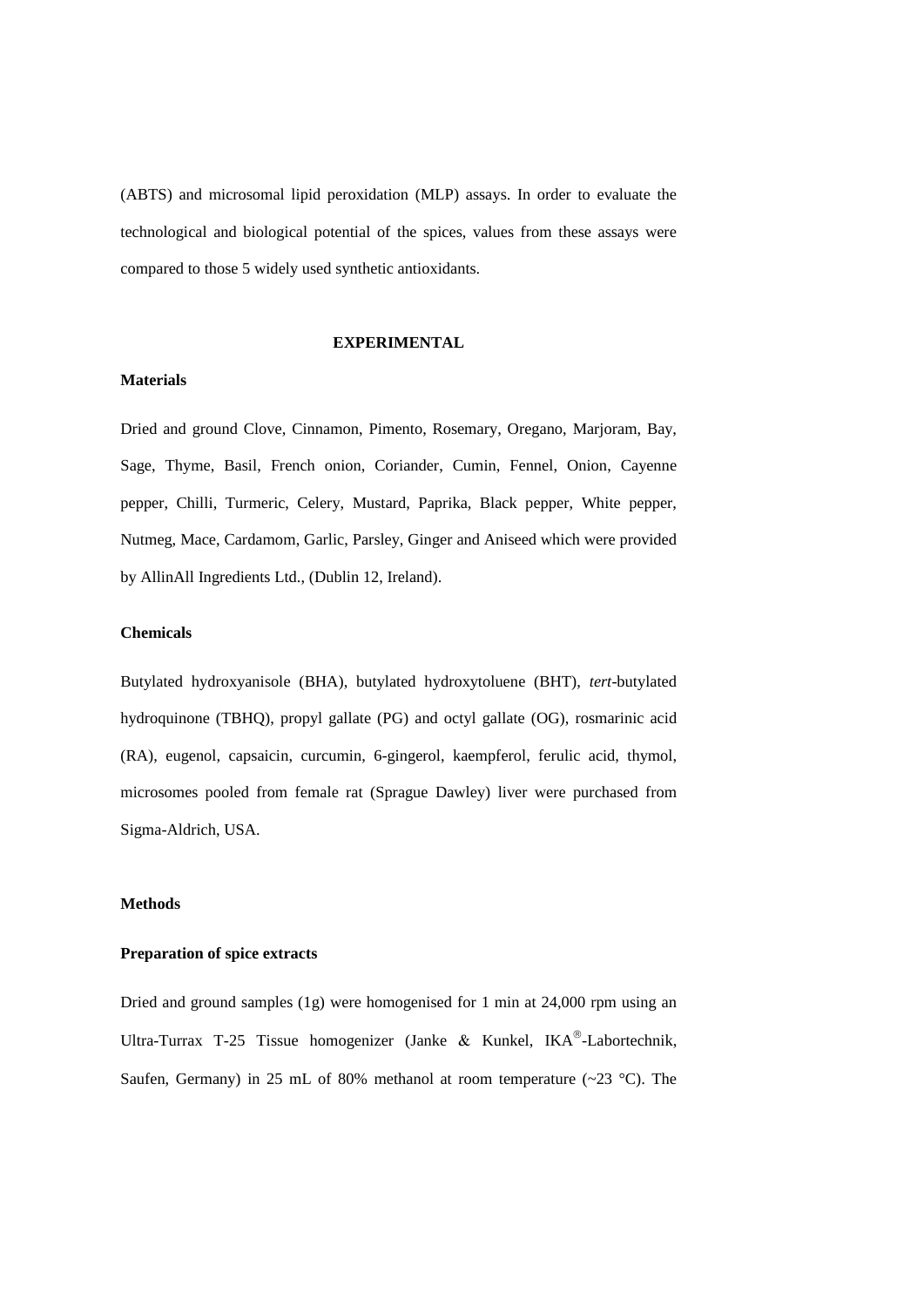(ABTS) and microsomal lipid peroxidation (MLP) assays. In order to evaluate the technological and biological potential of the spices, values from these assays were compared to those 5 widely used synthetic antioxidants.

## EXPERIMENTAL

### Materials

Dried and ground Clove, Cinnamon, Pimento, Rosemary, Oregano, Marjoram, Bay, Sage, Thyme, Basil, French onion, Coriander, Cumin, Fennel, Onion, Cayenne pepper, Chilli, Turmeric, Celery, Mustard, Paprika, Black pepper, White pepper, Nutmeg, Mace, Cardamom, Garlic, Parsley, Ginger and Aniseed which were provided by AllinAll Ingredients Ltd., (Dublin 12, Ireland).

### Chemicals

Butylated hydroxyanisole (BHA), butylated hydroxytoluene (BHT), *tert*-butylated hydroquinone (TBHQ), propyl gallate (PG) and octyl gallate (OG), rosmarinic acid (RA), eugenol, capsaicin, curcumin, 6-gingerol, kaempferol, ferulic acid, thymol, microsomes pooled from female rat (Sprague Dawley) liver were purchased from Sigma-Aldrich, USA.

### Methods

#### Preparation of spice extracts

Dried and ground samples (1g) were homogenised for 1 min at 24,000 rpm using an Ultra-Turrax T-25 Tissue homogenizer (Janke & Kunkel, IKA®-Labortechnik, Saufen, Germany) in 25 mL of 80% methanol at room temperature (~23 °C). The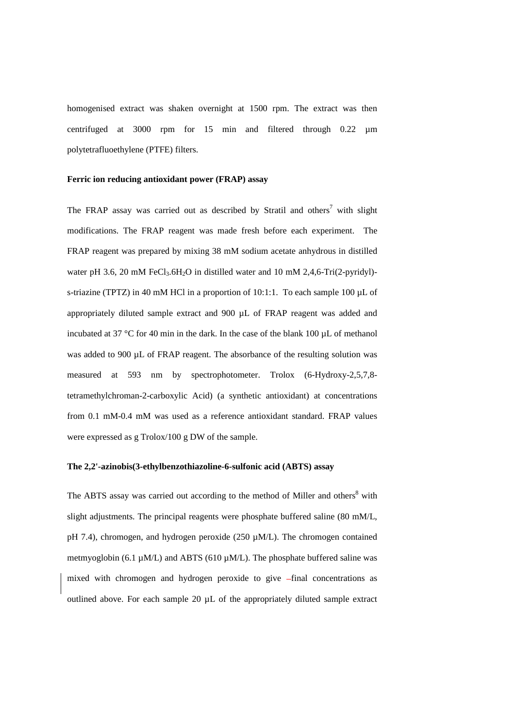homogenised extract was shaken overnight at 1500 rpm. The extract was then centrifuged at 3000 rpm for 15 min and filtered through 0.22 µm polytetrafluoethylene (PTFE) filters.

**Ferric ion reducing antioxidant power (FRAP) assay**

The FRAP assay was carried out as described by Stratil and others[7] with slight modifications. The FRAP reagent was made fresh before each experiment. The FRAP reagent was prepared by mixing 38 mM sodium acetate anhydrous in distilled water pH 3.6, 20 mM $FeCl_3.6H_2O$ in distilled water and 10 mM 2,4,6-Tri(2-pyridyl)-s-triazine (TPTZ) in 40 mM HCl in a proportion of 10:1:1. To each sample 100 µL of appropriately diluted sample extract and 900 µL of FRAP reagent was added and incubated at 37 °C for 40 min in the dark. In the case of the blank 100 µL of methanol was added to 900 µL of FRAP reagent. The absorbance of the resulting solution was measured at 593 nm by spectrophotometer. Trolox (6-Hydroxy-2,5,7,8-tetramethylchroman-2-carboxylic Acid) (a synthetic antioxidant) at concentrations from 0.1 mM-0.4 mM was used as a reference antioxidant standard. FRAP values were expressed as g Trolox/100 g DW of the sample.

**The 2,2'-azinobis(3-ethylbenzothiazoline-6-sulfonic acid (ABTS) assay**

The ABTS assay was carried out according to the method of Miller and others[8] with slight adjustments. The principal reagents were phosphate buffered saline (80 mM/L, pH 7.4), chromogen, and hydrogen peroxide (250 µM/L). The chromogen contained metmyoglobin (6.1 µM/L) and ABTS (610 µM/L). The phosphate buffered saline was mixed with chromogen and hydrogen peroxide to give final concentrations as outlined above. For each sample 20 µL of the appropriately diluted sample extract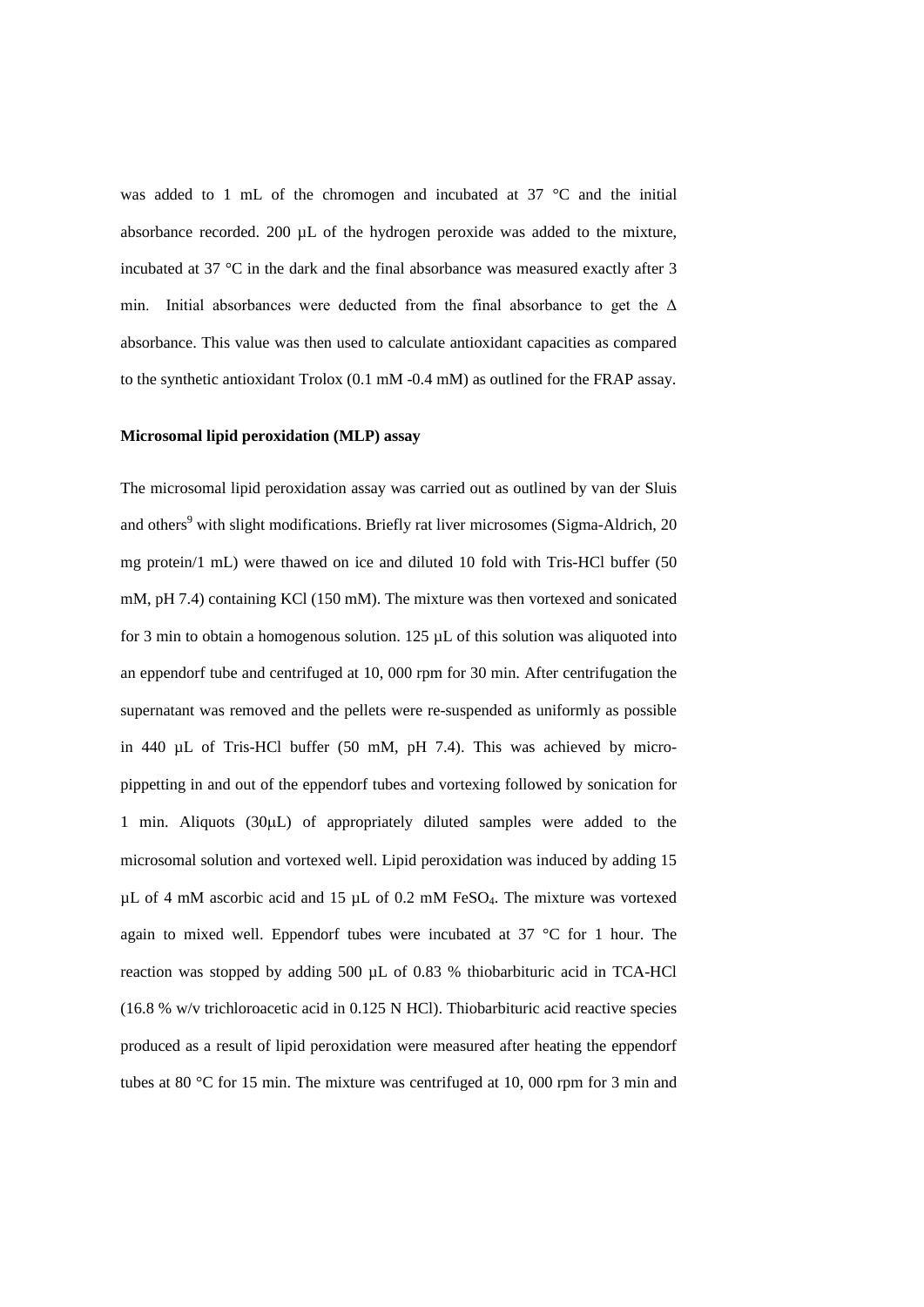was added to 1 mL of the chromogen and incubated at 37 °C and the initial absorbance recorded. 200 µL of the hydrogen peroxide was added to the mixture, incubated at 37 °C in the dark and the final absorbance was measured exactly after 3 min. Initial absorbances were deducted from the final absorbance to get the Δ absorbance. This value was then used to calculate antioxidant capacities as compared to the synthetic antioxidant Trolox (0.1 mM -0.4 mM) as outlined for the FRAP assay.

**Microsomal lipid peroxidation (MLP) assay**

The microsomal lipid peroxidation assay was carried out as outlined by van der Sluis and others[9] with slight modifications. Briefly rat liver microsomes (Sigma-Aldrich, 20 mg protein/1 mL) were thawed on ice and diluted 10 fold with Tris-HCl buffer (50 mM, pH 7.4) containing KCl (150 mM). The mixture was then vortexed and sonicated for 3 min to obtain a homogenous solution. 125 µL of this solution was aliquoted into an eppendorf tube and centrifuged at 10, 000 rpm for 30 min. After centrifugation the supernatant was removed and the pellets were re-suspended as uniformly as possible in 440 µL of Tris-HCl buffer (50 mM, pH 7.4). This was achieved by micro-pippetting in and out of the eppendorf tubes and vortexing followed by sonication for 1 min. Aliquots (30µL) of appropriately diluted samples were added to the microsomal solution and vortexed well. Lipid peroxidation was induced by adding 15 µL of 4 mM ascorbic acid and 15 µL of 0.2 mM $FeSO_4$. The mixture was vortexed again to mixed well. Eppendorf tubes were incubated at 37 °C for 1 hour. The reaction was stopped by adding 500 µL of 0.83 % thiobarbituric acid in TCA-HCl (16.8 % w/v trichloroacetic acid in 0.125 N HCl). Thiobarbituric acid reactive species produced as a result of lipid peroxidation were measured after heating the eppendorf tubes at 80 °C for 15 min. The mixture was centrifuged at 10, 000 rpm for 3 min and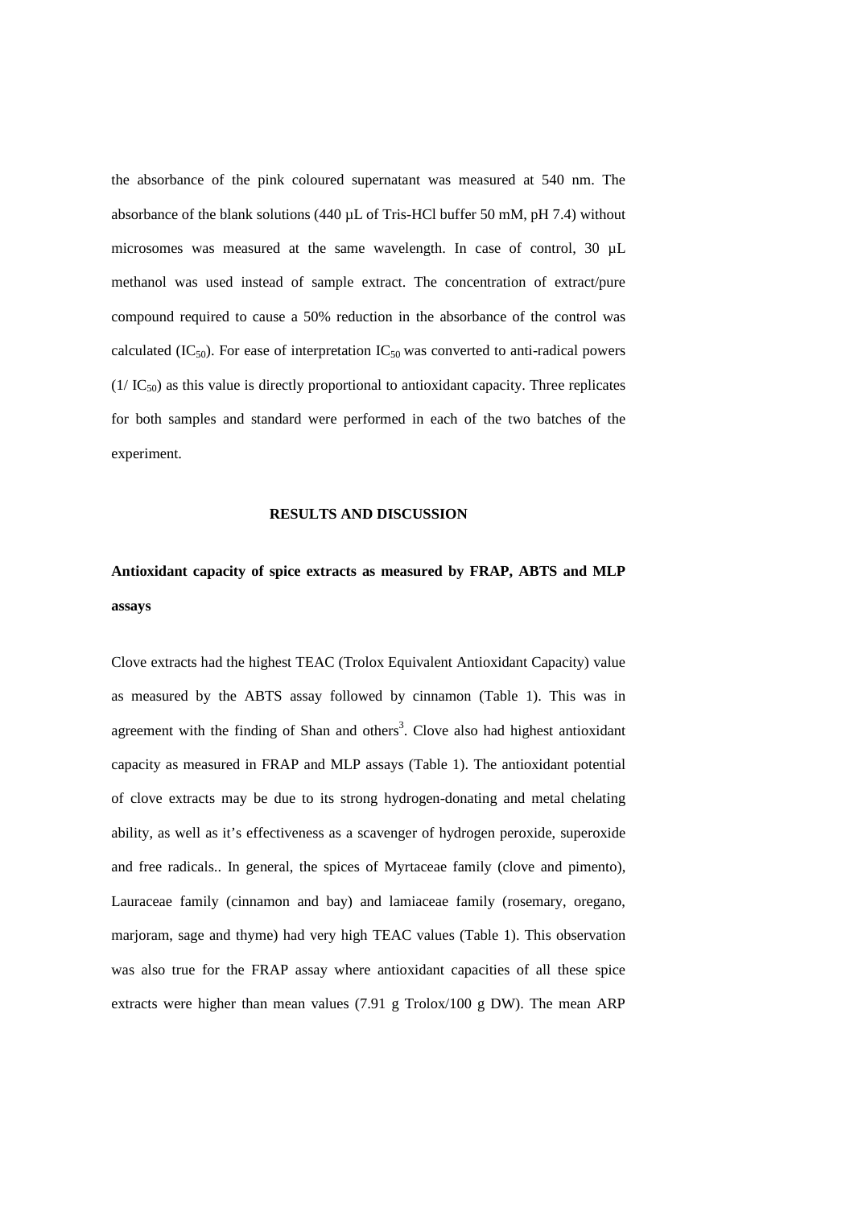the absorbance of the pink coloured supernatant was measured at 540 nm. The absorbance of the blank solutions (440 µL of Tris-HCl buffer 50 mM, pH 7.4) without microsomes was measured at the same wavelength. In case of control, 30 µL methanol was used instead of sample extract. The concentration of extract/pure compound required to cause a 50% reduction in the absorbance of the control was calculated ($IC_{50}$). For ease of interpretation $IC_{50}$ was converted to anti-radical powers ($1/ IC_{50}$) as this value is directly proportional to antioxidant capacity. Three replicates for both samples and standard were performed in each of the two batches of the experiment.

## RESULTS AND DISCUSSION

### Antioxidant capacity of spice extracts as measured by FRAP, ABTS and MLP assays

Clove extracts had the highest TEAC (Trolox Equivalent Antioxidant Capacity) value as measured by the ABTS assay followed by cinnamon (Table 1). This was in agreement with the finding of Shan and others[3]. Clove also had highest antioxidant capacity as measured in FRAP and MLP assays (Table 1). The antioxidant potential of clove extracts may be due to its strong hydrogen-donating and metal chelating ability, as well as it's effectiveness as a scavenger of hydrogen peroxide, superoxide and free radicals.. In general, the spices of Myrtaceae family (clove and pimento), Lauraceae family (cinnamon and bay) and lamiaceae family (rosemary, oregano, marjoram, sage and thyme) had very high TEAC values (Table 1). This observation was also true for the FRAP assay where antioxidant capacities of all these spice extracts were higher than mean values (7.91 g Trolox/100 g DW). The mean ARP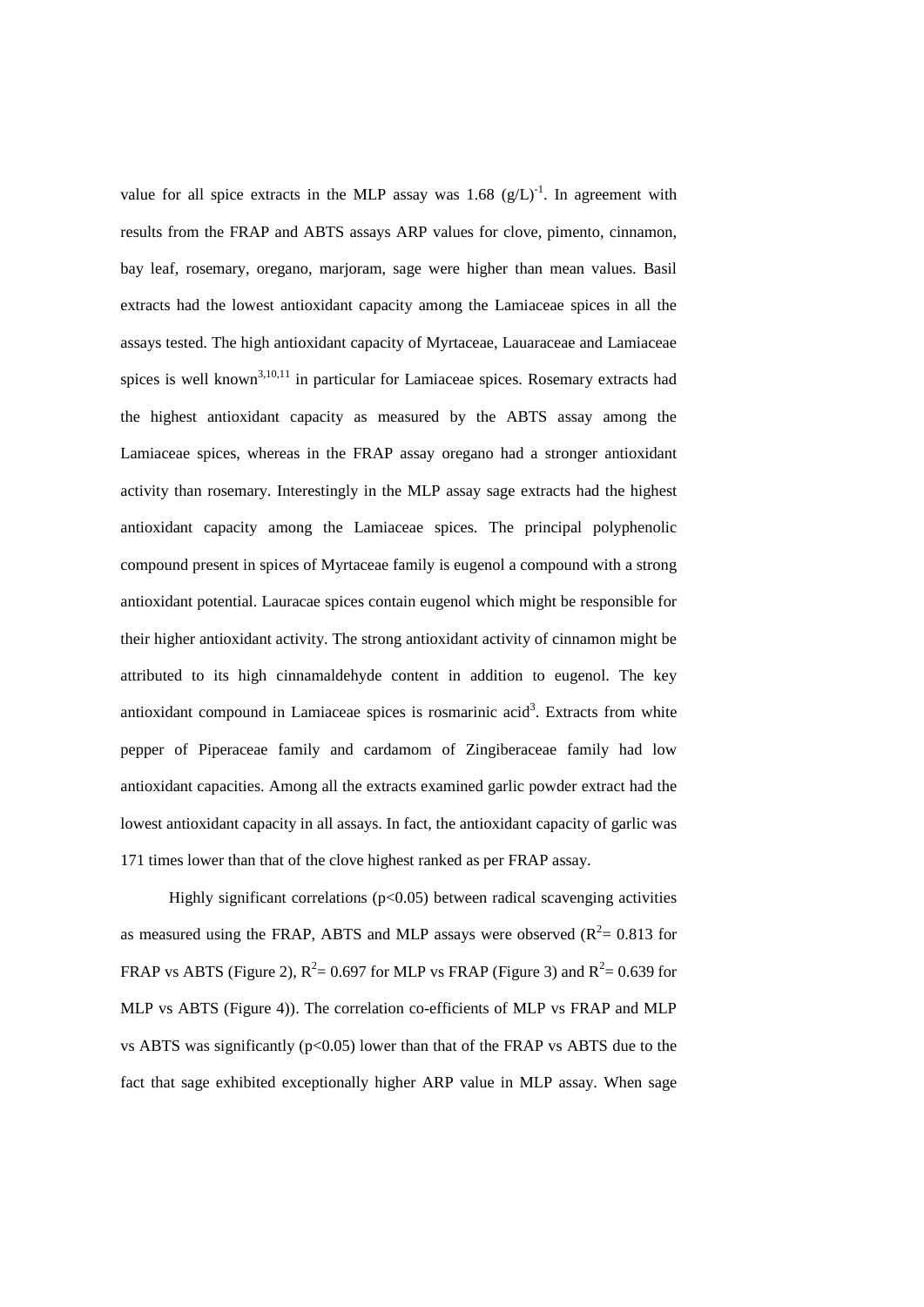value for all spice extracts in the MLP assay was 1.68 $(g/L)^{-1}$. In agreement with results from the FRAP and ABTS assays ARP values for clove, pimento, cinnamon, bay leaf, rosemary, oregano, marjoram, sage were higher than mean values. Basil extracts had the lowest antioxidant capacity among the Lamiaceae spices in all the assays tested. The high antioxidant capacity of Myrtaceae, Lauaraceae and Lamiaceae spices is well known[3,10,11] in particular for Lamiaceae spices. Rosemary extracts had the highest antioxidant capacity as measured by the ABTS assay among the Lamiaceae spices, whereas in the FRAP assay oregano had a stronger antioxidant activity than rosemary. Interestingly in the MLP assay sage extracts had the highest antioxidant capacity among the Lamiaceae spices. The principal polyphenolic compound present in spices of Myrtaceae family is eugenol a compound with a strong antioxidant potential. Lauracae spices contain eugenol which might be responsible for their higher antioxidant activity. The strong antioxidant activity of cinnamon might be attributed to its high cinnamaldehyde content in addition to eugenol. The key antioxidant compound in Lamiaceae spices is rosmarinic acid[3]. Extracts from white pepper of Piperaceae family and cardamom of Zingiberaceae family had low antioxidant capacities. Among all the extracts examined garlic powder extract had the lowest antioxidant capacity in all assays. In fact, the antioxidant capacity of garlic was 171 times lower than that of the clove highest ranked as per FRAP assay.

Highly significant correlations ($p<0.05$) between radical scavenging activities as measured using the FRAP, ABTS and MLP assays were observed ($R^2= 0.813$ for FRAP vs ABTS (Figure 2), $R^2= 0.697$ for MLP vs FRAP (Figure 3) and $R^2= 0.639$ for MLP vs ABTS (Figure 4)). The correlation co-efficients of MLP vs FRAP and MLP vs ABTS was significantly ($p<0.05$) lower than that of the FRAP vs ABTS due to the fact that sage exhibited exceptionally higher ARP value in MLP assay. When sage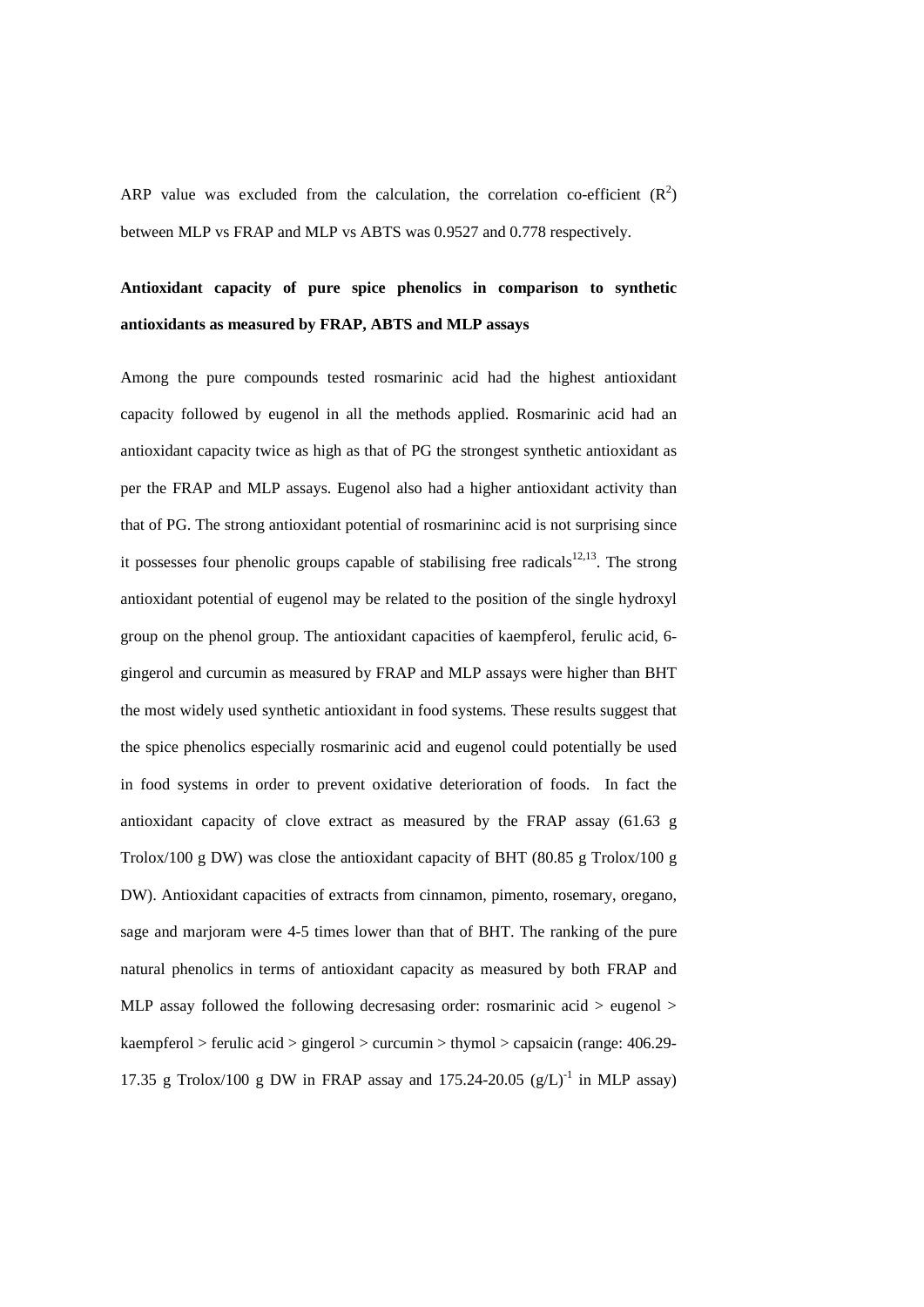ARP value was excluded from the calculation, the correlation co-efficient ($R^2$) between MLP vs FRAP and MLP vs ABTS was 0.9527 and 0.778 respectively.

**Antioxidant capacity of pure spice phenolics in comparison to synthetic antioxidants as measured by FRAP, ABTS and MLP assays**

Among the pure compounds tested rosmarinic acid had the highest antioxidant capacity followed by eugenol in all the methods applied. Rosmarinic acid had an antioxidant capacity twice as high as that of PG the strongest synthetic antioxidant as per the FRAP and MLP assays. Eugenol also had a higher antioxidant activity than that of PG. The strong antioxidant potential of rosmarininc acid is not surprising since it possesses four phenolic groups capable of stabilising free radicals[12,13]. The strong antioxidant potential of eugenol may be related to the position of the single hydroxyl group on the phenol group. The antioxidant capacities of kaempferol, ferulic acid, 6-gingerol and curcumin as measured by FRAP and MLP assays were higher than BHT the most widely used synthetic antioxidant in food systems. These results suggest that the spice phenolics especially rosmarinic acid and eugenol could potentially be used in food systems in order to prevent oxidative deterioration of foods. In fact the antioxidant capacity of clove extract as measured by the FRAP assay (61.63 g Trolox/100 g DW) was close the antioxidant capacity of BHT (80.85 g Trolox/100 g DW). Antioxidant capacities of extracts from cinnamon, pimento, rosemary, oregano, sage and marjoram were 4-5 times lower than that of BHT. The ranking of the pure natural phenolics in terms of antioxidant capacity as measured by both FRAP and MLP assay followed the following decresasing order: rosmarinic acid > eugenol > kaempferol > ferulic acid > gingerol > curcumin > thymol > capsaicin (range: 406.29-17.35 g Trolox/100 g DW in FRAP assay and 175.24-20.05 $(g/L)^{-1}$ in MLP assay)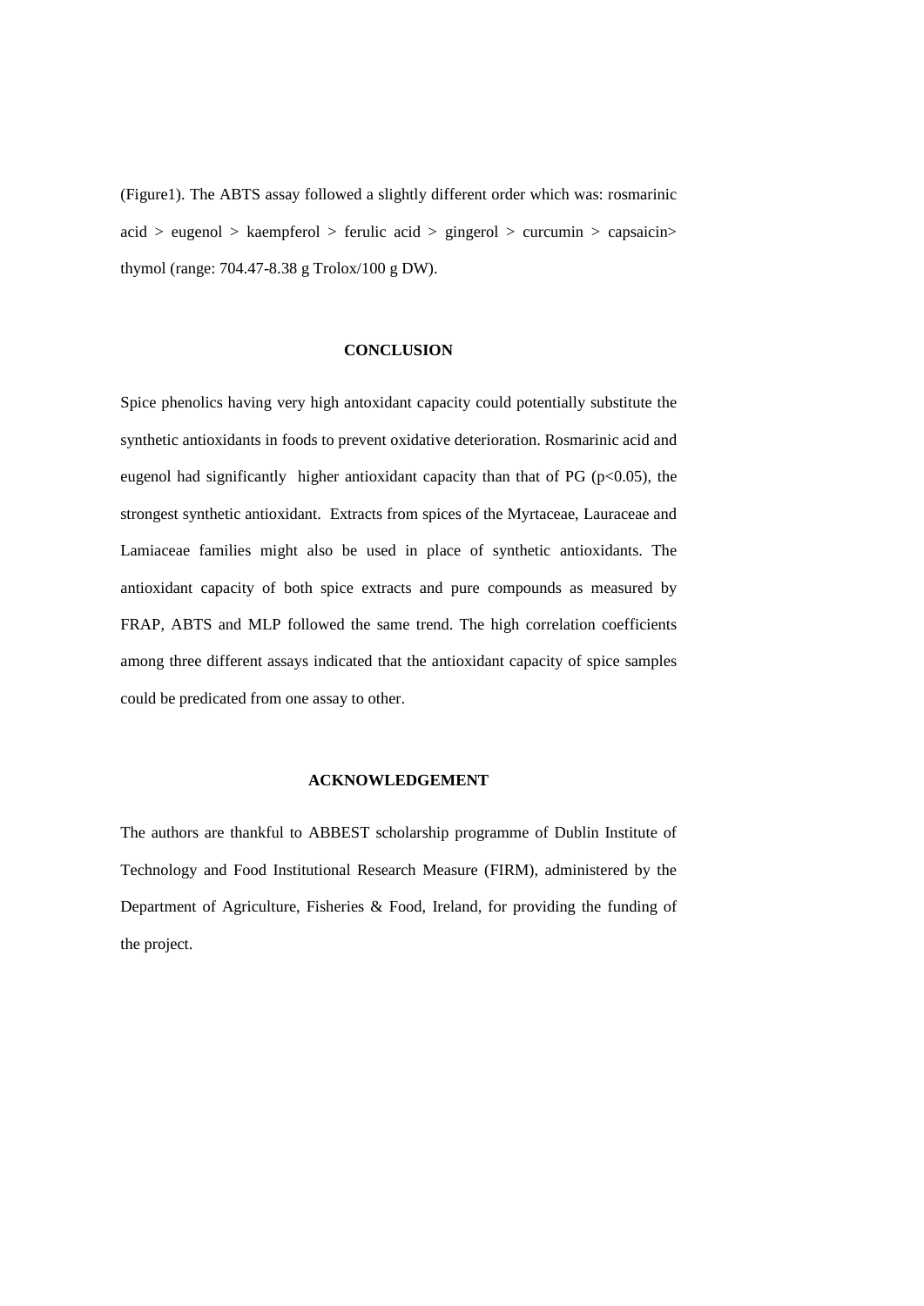(Figure1). The ABTS assay followed a slightly different order which was: rosmarinic acid > eugenol > kaempferol > ferulic acid > gingerol > curcumin > capsaicin> thymol (range: 704.47-8.38 g Trolox/100 g DW).

## CONCLUSION

Spice phenolics having very high antoxidant capacity could potentially substitute the synthetic antioxidants in foods to prevent oxidative deterioration. Rosmarinic acid and eugenol had significantly higher antioxidant capacity than that of PG ($p<0.05$), the strongest synthetic antioxidant. Extracts from spices of the Myrtaceae, Lauraceae and Lamiaceae families might also be used in place of synthetic antioxidants. The antioxidant capacity of both spice extracts and pure compounds as measured by FRAP, ABTS and MLP followed the same trend. The high correlation coefficients among three different assays indicated that the antioxidant capacity of spice samples could be predicated from one assay to other.

## ACKNOWLEDGEMENT

The authors are thankful to ABBEST scholarship programme of Dublin Institute of Technology and Food Institutional Research Measure (FIRM), administered by the Department of Agriculture, Fisheries & Food, Ireland, for providing the funding of the project.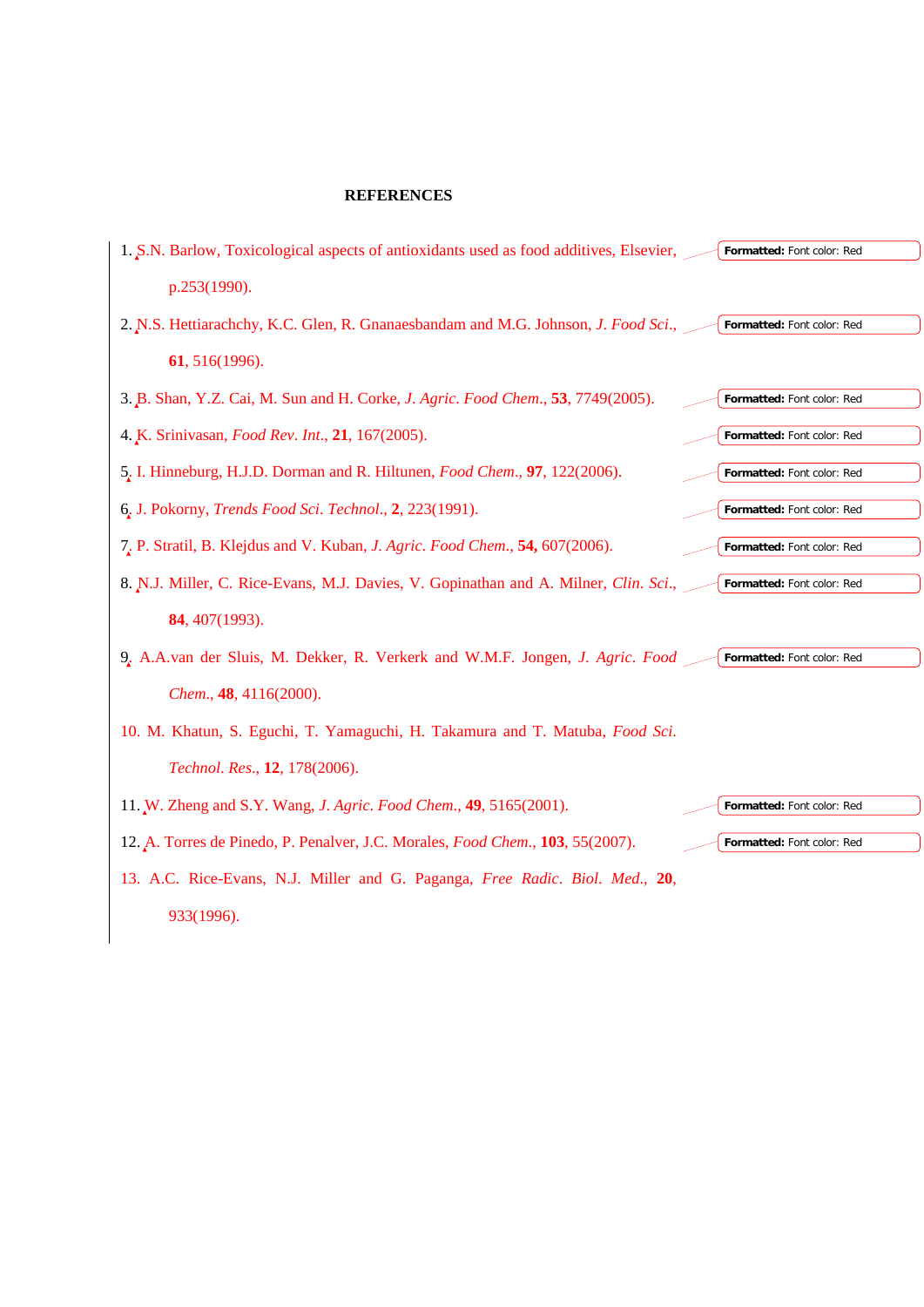## REFERENCES

1. S.N. Barlow, Toxicological aspects of antioxidants used as food additives, Elsevier, p.253(1990).
2. N.S. Hettiarachchy, K.C. Glen, R. Gnanaesbandam and M.G. Johnson, *J. Food Sci*., **61**, 516(1996).
3. B. Shan, Y.Z. Cai, M. Sun and H. Corke, *J. Agric. Food Chem*., **53**, 7749(2005).
4. K. Srinivasan, *Food Rev. Int*., **21**, 167(2005).
5. I. Hinneburg, H.J.D. Dorman and R. Hiltunen, *Food Chem*., **97**, 122(2006).
6. J. Pokorny, *Trends Food Sci. Technol*., **2**, 223(1991).
7. P. Stratil, B. Klejdus and V. Kuban, *J. Agric. Food Chem*., **54,** 607(2006).
8. N.J. Miller, C. Rice-Evans, M.J. Davies, V. Gopinathan and A. Milner, *Clin. Sci*., **84**, 407(1993).
9. A.A.van der Sluis, M. Dekker, R. Verkerk and W.M.F. Jongen, *J. Agric. Food Chem*., **48**, 4116(2000).
10. M. Khatun, S. Eguchi, T. Yamaguchi, H. Takamura and T. Matuba, *Food Sci. Technol. Res*., **12**, 178(2006).
11. W. Zheng and S.Y. Wang, *J. Agric. Food Chem*., **49**, 5165(2001).
12. A. Torres de Pinedo, P. Penalver, J.C. Morales, *Food Chem*., **103**, 55(2007).
13. A.C. Rice-Evans, N.J. Miller and G. Paganga, *Free Radic. Biol. Med*., **20**, 933(1996).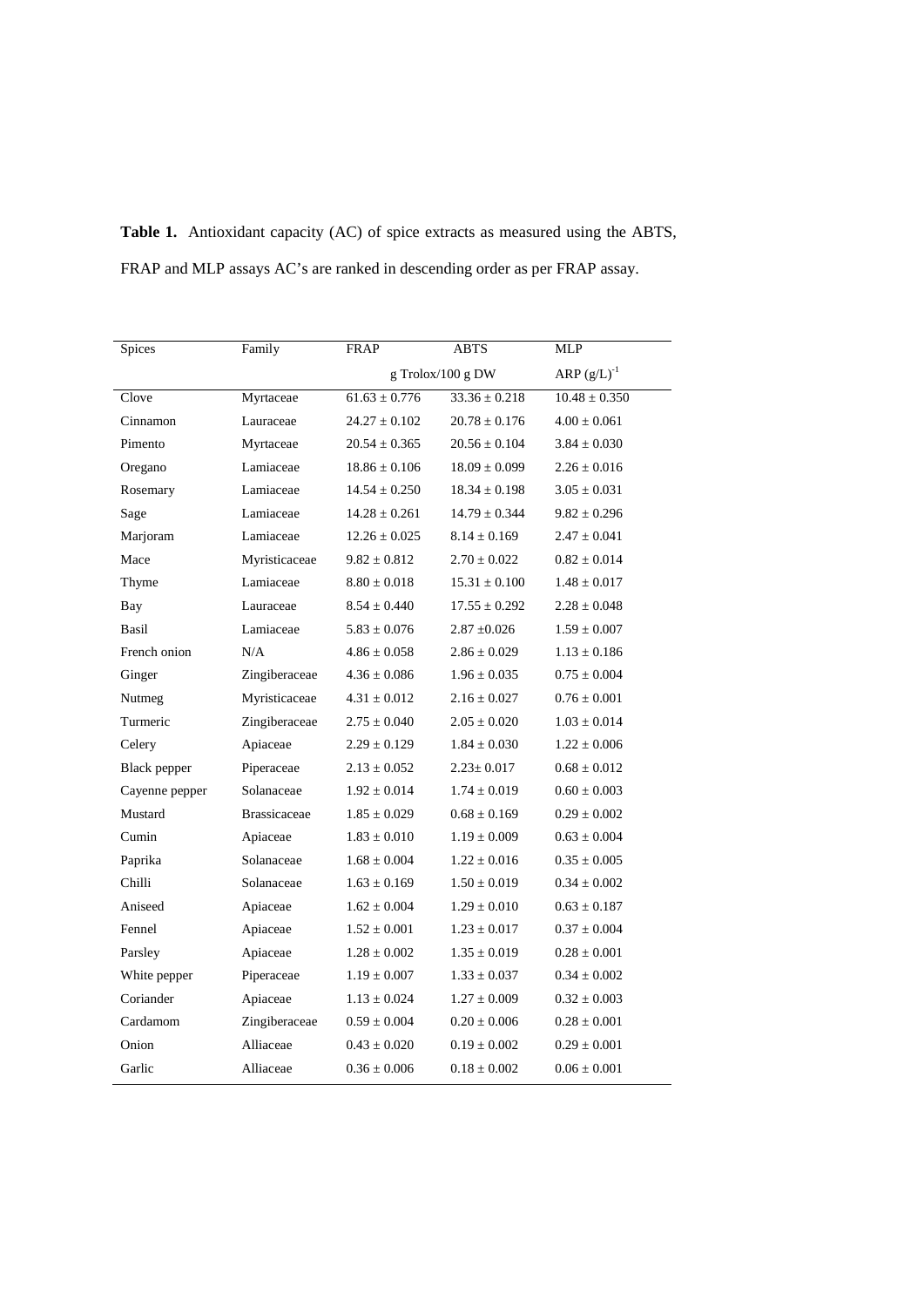**Table 1.** Antioxidant capacity (AC) of spice extracts as measured using the ABTS, FRAP and MLP assays AC's are ranked in descending order as per FRAP assay.

| Spices | Family | FRAP | ABTS | MLP |
|---|---|---|---|---|
| | | g Trolox/100 g DW | | ARP $(g/L)^{-1}$ |
| Clove | Myrtaceae | 61.63 ± 0.776 | 33.36 ± 0.218 | 10.48 ± 0.350 |
| Cinnamon | Lauraceae | 24.27 ± 0.102 | 20.78 ± 0.176 | 4.00 ± 0.061 |
| Pimento | Myrtaceae | 20.54 ± 0.365 | 20.56 ± 0.104 | 3.84 ± 0.030 |
| Oregano | Lamiaceae | 18.86 ± 0.106 | 18.09 ± 0.099 | 2.26 ± 0.016 |
| Rosemary | Lamiaceae | 14.54 ± 0.250 | 18.34 ± 0.198 | 3.05 ± 0.031 |
| Sage | Lamiaceae | 14.28 ± 0.261 | 14.79 ± 0.344 | 9.82 ± 0.296 |
| Marjoram | Lamiaceae | 12.26 ± 0.025 | 8.14 ± 0.169 | 2.47 ± 0.041 |
| Mace | Myristicaceae | 9.82 ± 0.812 | 2.70 ± 0.022 | 0.82 ± 0.014 |
| Thyme | Lamiaceae | 8.80 ± 0.018 | 15.31 ± 0.100 | 1.48 ± 0.017 |
| Bay | Lauraceae | 8.54 ± 0.440 | 17.55 ± 0.292 | 2.28 ± 0.048 |
| Basil | Lamiaceae | 5.83 ± 0.076 | 2.87 ±0.026 | 1.59 ± 0.007 |
| French onion | N/A | 4.86 ± 0.058 | 2.86 ± 0.029 | 1.13 ± 0.186 |
| Ginger | Zingiberaceae | 4.36 ± 0.086 | 1.96 ± 0.035 | 0.75 ± 0.004 |
| Nutmeg | Myristicaceae | 4.31 ± 0.012 | 2.16 ± 0.027 | 0.76 ± 0.001 |
| Turmeric | Zingiberaceae | 2.75 ± 0.040 | 2.05 ± 0.020 | 1.03 ± 0.014 |
| Celery | Apiaceae | 2.29 ± 0.129 | 1.84 ± 0.030 | 1.22 ± 0.006 |
| Black pepper | Piperaceae | 2.13 ± 0.052 | 2.23± 0.017 | 0.68 ± 0.012 |
| Cayenne pepper | Solanaceae | 1.92 ± 0.014 | 1.74 ± 0.019 | 0.60 ± 0.003 |
| Mustard | Brassicaceae | 1.85 ± 0.029 | 0.68 ± 0.169 | 0.29 ± 0.002 |
| Cumin | Apiaceae | 1.83 ± 0.010 | 1.19 ± 0.009 | 0.63 ± 0.004 |
| Paprika | Solanaceae | 1.68 ± 0.004 | 1.22 ± 0.016 | 0.35 ± 0.005 |
| Chilli | Solanaceae | 1.63 ± 0.169 | 1.50 ± 0.019 | 0.34 ± 0.002 |
| Aniseed | Apiaceae | 1.62 ± 0.004 | 1.29 ± 0.010 | 0.63 ± 0.187 |
| Fennel | Apiaceae | 1.52 ± 0.001 | 1.23 ± 0.017 | 0.37 ± 0.004 |
| Parsley | Apiaceae | 1.28 ± 0.002 | 1.35 ± 0.019 | 0.28 ± 0.001 |
| White pepper | Piperaceae | 1.19 ± 0.007 | 1.33 ± 0.037 | 0.34 ± 0.002 |
| Coriander | Apiaceae | 1.13 ± 0.024 | 1.27 ± 0.009 | 0.32 ± 0.003 |
| Cardamom | Zingiberaceae | 0.59 ± 0.004 | 0.20 ± 0.006 | 0.28 ± 0.001 |
| Onion | Alliaceae | 0.43 ± 0.020 | 0.19 ± 0.002 | 0.29 ± 0.001 |
| Garlic | Alliaceae | 0.36 ± 0.006 | 0.18 ± 0.002 | 0.06 ± 0.001 |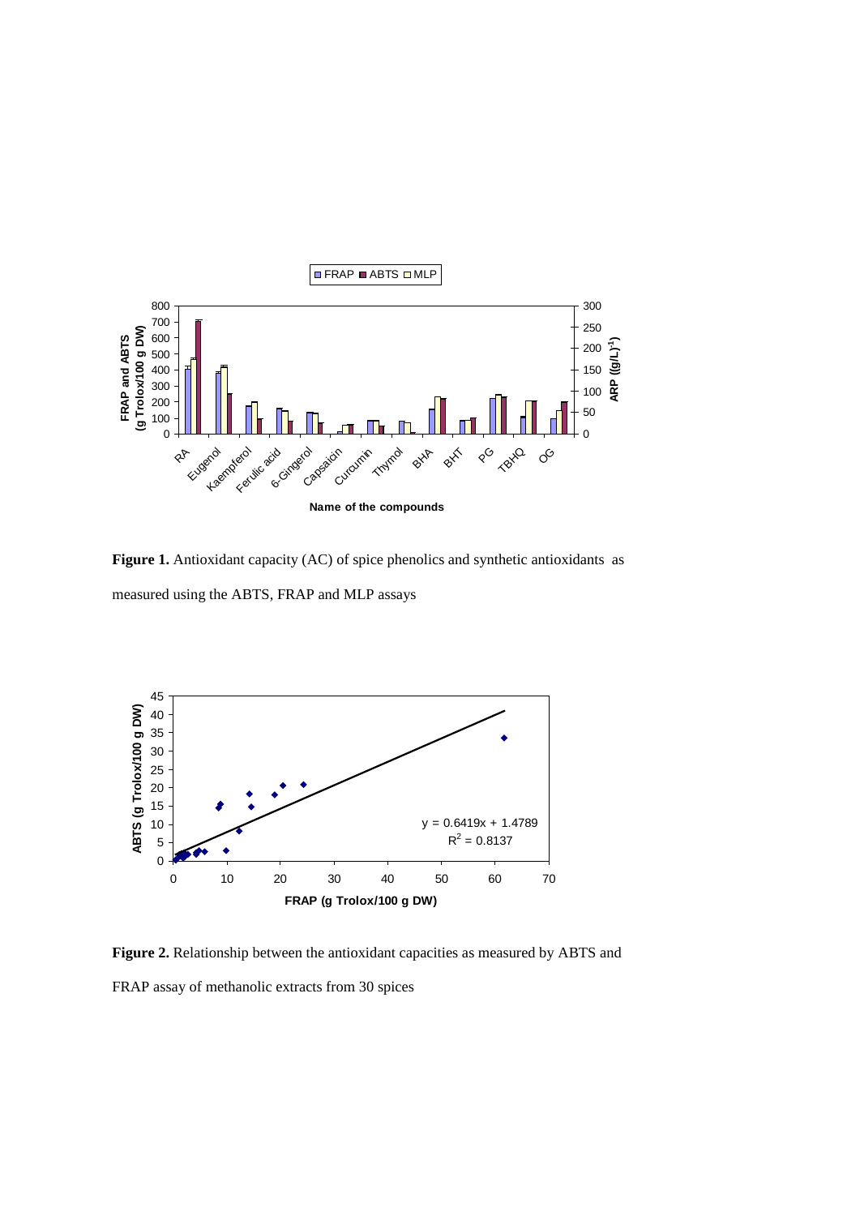**Figure 1.** Antioxidant capacity (AC) of spice phenolics and synthetic antioxidants as measured using the ABTS, FRAP and MLP assays

**Figure 2.** Relationship between the antioxidant capacities as measured by ABTS and FRAP assay of methanolic extracts from 30 spices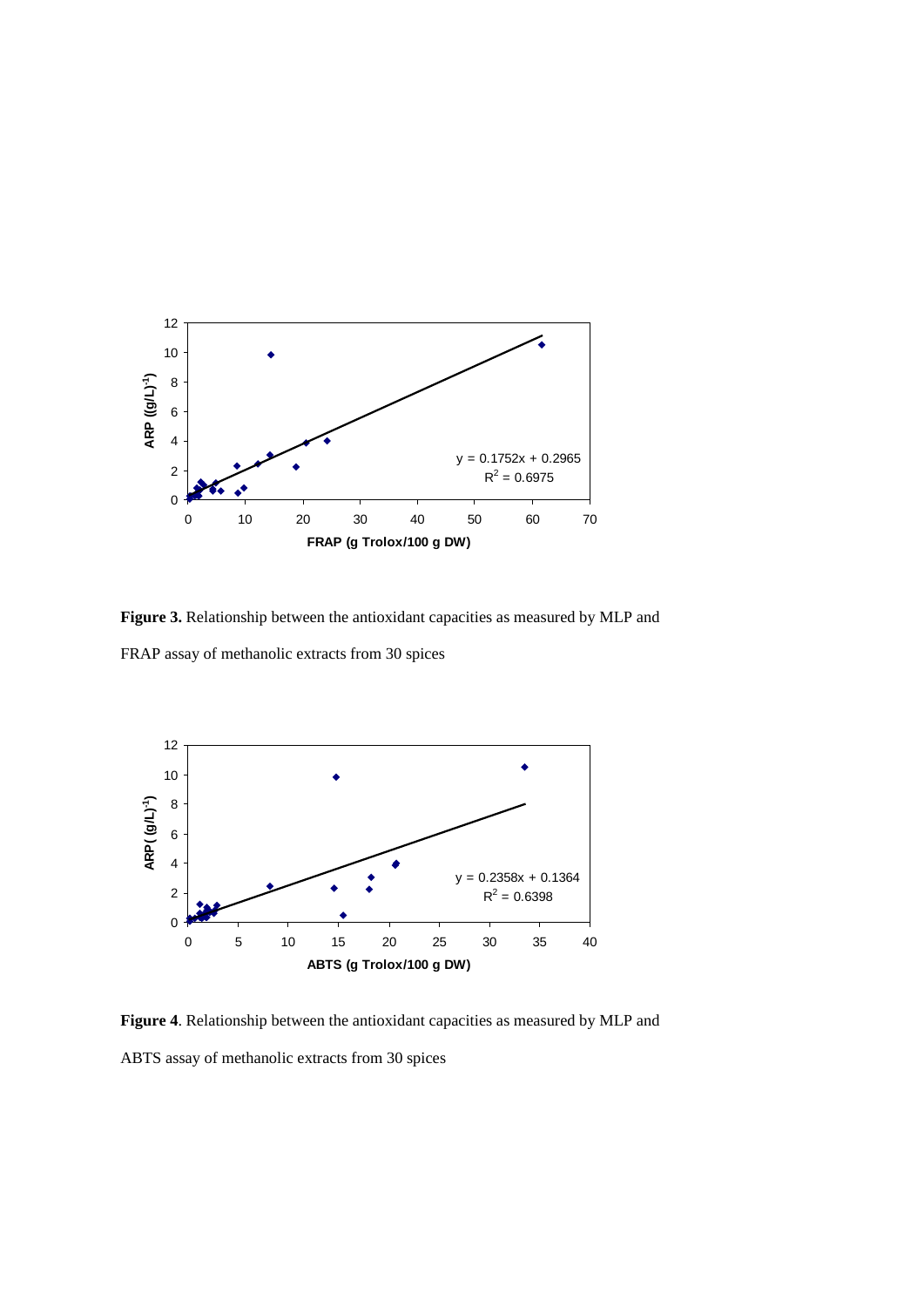ARP ((g/L)$^{-1}$)

FRAP (g Trolox/100 g DW)

y = 0.1752x + 0.2965

$R^2$ = 0.6975

**Figure 3.** Relationship between the antioxidant capacities as measured by MLP and FRAP assay of methanolic extracts from 30 spices

ARP ( (g/L)$^{-1}$)

ABTS (g Trolox/100 g DW)

y = 0.2358x + 0.1364

$R^2$ = 0.6398

**Figure 4**. Relationship between the antioxidant capacities as measured by MLP and ABTS assay of methanolic extracts from 30 spices